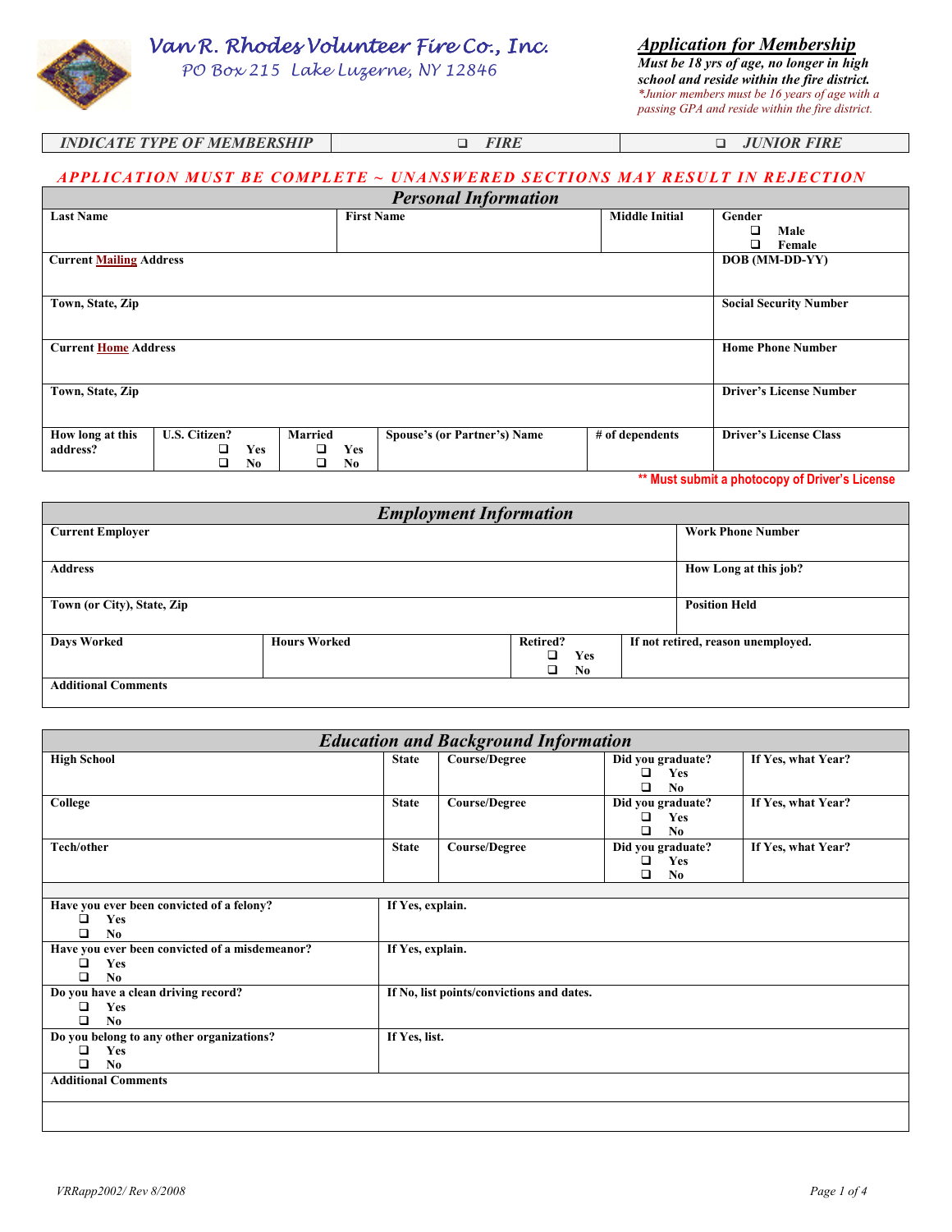# Van R. Rhodes Volunteer Fire Co., Inc.

PO Box 215 Lake Luzerne, NY 12846

## Application for Membership

***Must be 18 yrs of age, no longer in high school and reside within the fire district.***

*\*Junior members must be 16 years of age with a passing GPA and reside within the fire district.*

| INDICATE TYPE OF MEMBERSHIP | ❑ FIRE | ❑ JUNIOR FIRE |
|---|---|---|

**APPLICATION MUST BE COMPLETE ~ UNANSWERED SECTIONS MAY RESULT IN REJECTION**

### Personal Information

| Last Name | First Name | Middle Initial | Gender ❑ Male ❑ Female |
|---|---|---|---|
| Current Mailing Address | | | DOB (MM-DD-YY) |
| Town, State, Zip | | | Social Security Number |
| Current Home Address | | | Home Phone Number |
| Town, State, Zip | | | Driver's License Number |

| How long at this address? | U.S. Citizen? ❑ Yes ❑ No | Married ❑ Yes ❑ No | Spouse's (or Partner's) Name | # of dependents | Driver's License Class |
|---|---|---|---|---|---|

**\*\* Must submit a photocopy of Driver's License**

### Employment Information

| Current Employer | Work Phone Number |
|---|---|
| Address | How Long at this job? |
| Town (or City), State, Zip | Position Held |

| Days Worked | Hours Worked | Retired? ❑ Yes ❑ No | If not retired, reason unemployed. |
|---|---|---|---|
| Additional Comments | | | |

### Education and Background Information

| High School | State | Course/Degree | Did you graduate? ❑ Yes ❑ No | If Yes, what Year? |
|---|---|---|---|---|
| College | State | Course/Degree | Did you graduate? ❑ Yes ❑ No | If Yes, what Year? |
| Tech/other | State | Course/Degree | Did you graduate? ❑ Yes ❑ No | If Yes, what Year? |

| Question | Details |
|---|---|
| Have you ever been convicted of a felony? ❑ Yes ❑ No | If Yes, explain. |
| Have you ever been convicted of a misdemeanor? ❑ Yes ❑ No | If Yes, explain. |
| Do you have a clean driving record? ❑ Yes ❑ No | If No, list points/convictions and dates. |
| Do you belong to any other organizations? ❑ Yes ❑ No | If Yes, list. |
| Additional Comments | |

VRRapp2002/ Rev 8/2008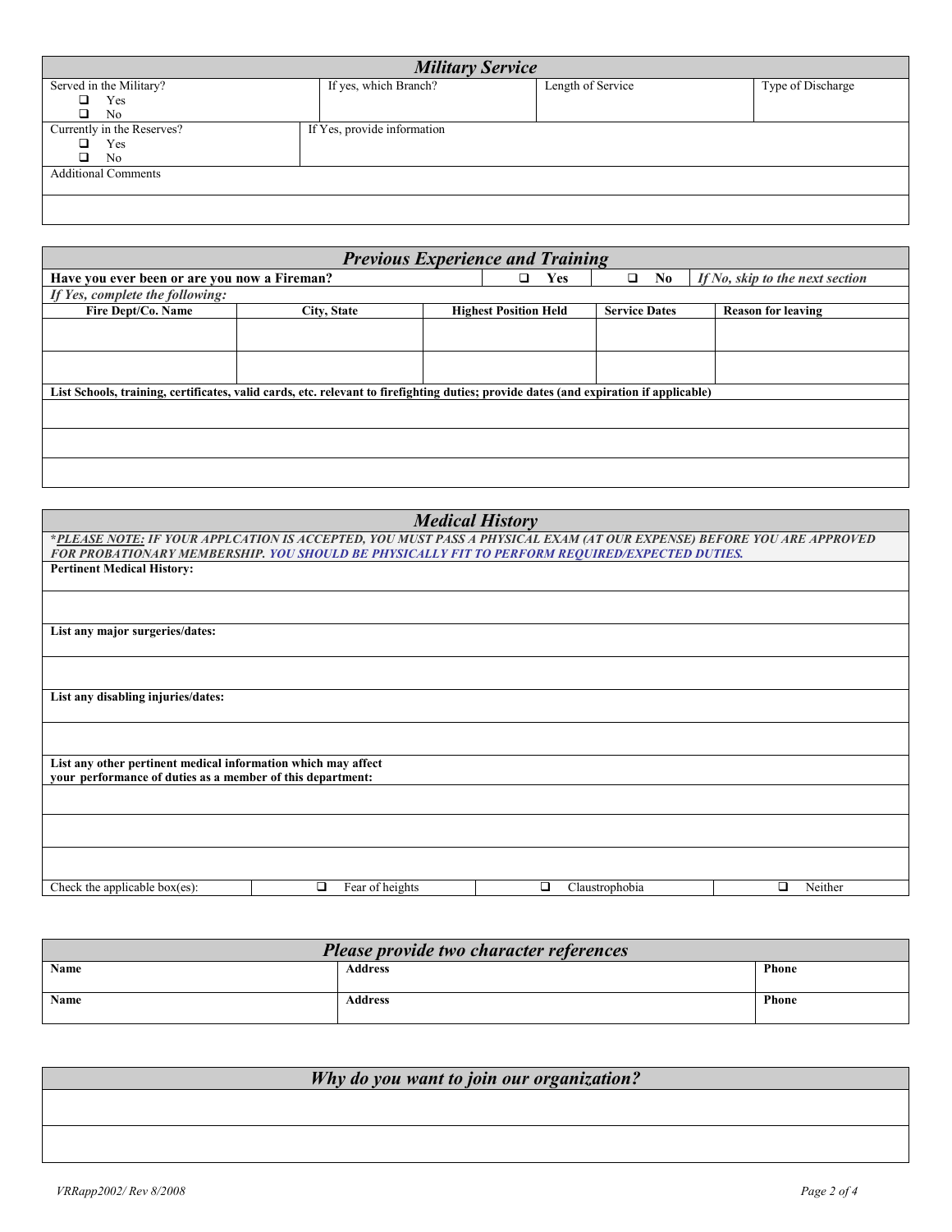## *Military Service*

| Served in the Military? ❑ Yes ❑ No | If yes, which Branch? | Length of Service | Type of Discharge |
|---|---|---|---|
| Currently in the Reserves? ❑ Yes ❑ No | If Yes, provide information | | |
| Additional Comments | | | |
| | | | |

## *Previous Experience and Training*

| **Have you ever been or are you now a Fireman?** | | ❑ **Yes** | ❑ **No** | *If No, skip to the next section* |
|---|---|---|---|---|
| ***If Yes, complete the following:*** | | | | |
| **Fire Dept/Co. Name** | **City, State** | **Highest Position Held** | **Service Dates** | **Reason for leaving** |
| | | | | |
| | | | | |
| **List Schools, training, certificates, valid cards, etc. relevant to firefighting duties; provide dates (and expiration if applicable)** | | | | |
| | | | | |
| | | | | |
| | | | | |

## *Medical History*

***PLEASE NOTE:* IF YOUR APPLCATION IS ACCEPTED, YOU MUST PASS A PHYSICAL EXAM (AT OUR EXPENSE) BEFORE YOU ARE APPROVED FOR PROBATIONARY MEMBERSHIP. YOU SHOULD BE PHYSICALLY FIT TO PERFORM REQUIRED/EXPECTED DUTIES.**

**Pertinent Medical History:**

**List any major surgeries/dates:**

**List any disabling injuries/dates:**

**List any other pertinent medical information which may affect your performance of duties as a member of this department:**

| Check the applicable box(es): | ❑ Fear of heights | ❑ Claustrophobia | ❑ Neither |
|---|---|---|---|

## *Please provide two character references*

| **Name** | **Address** | **Phone** |
|---|---|---|
| **Name** | **Address** | **Phone** |

## *Why do you want to join our organization?*

VRRapp2002/ Rev 8/2008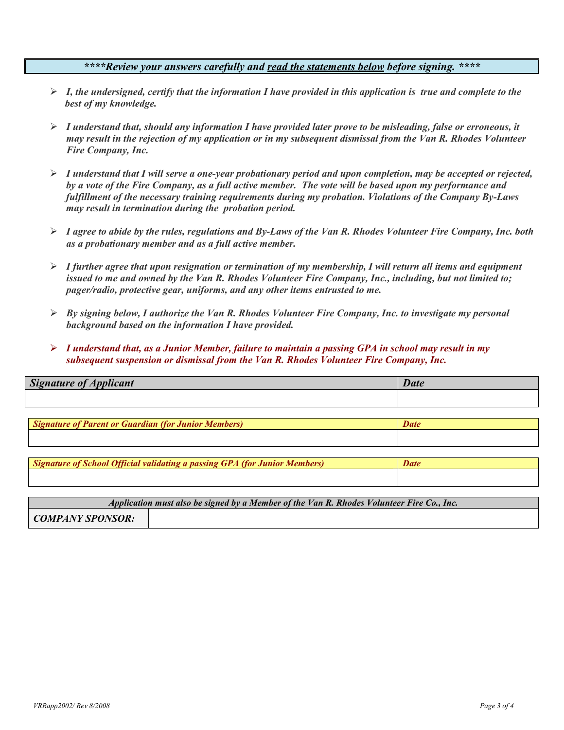***\*\*\*\*Review your answers carefully and <u>read the statements below</u> before signing. \*\*\*\****

- ***I, the undersigned, certify that the information I have provided in this application is true and complete to the best of my knowledge.***
- ***I understand that, should any information I have provided later prove to be misleading, false or erroneous, it may result in the rejection of my application or in my subsequent dismissal from the Van R. Rhodes Volunteer Fire Company, Inc.***
- ***I understand that I will serve a one-year probationary period and upon completion, may be accepted or rejected, by a vote of the Fire Company, as a full active member. The vote will be based upon my performance and fulfillment of the necessary training requirements during my probation. Violations of the Company By-Laws may result in termination during the probation period.***
- ***I agree to abide by the rules, regulations and By-Laws of the Van R. Rhodes Volunteer Fire Company, Inc. both as a probationary member and as a full active member.***
- ***I further agree that upon resignation or termination of my membership, I will return all items and equipment issued to me and owned by the Van R. Rhodes Volunteer Fire Company, Inc., including, but not limited to; pager/radio, protective gear, uniforms, and any other items entrusted to me.***
- ***By signing below, I authorize the Van R. Rhodes Volunteer Fire Company, Inc. to investigate my personal background based on the information I have provided.***
- ***I understand that, as a Junior Member, failure to maintain a passing GPA in school may result in my subsequent suspension or dismissal from the Van R. Rhodes Volunteer Fire Company, Inc.***

| ***Signature of Applicant*** | ***Date*** |
|---|---|
| | |

| ***Signature of Parent or Guardian (for Junior Members)*** | ***Date*** |
|---|---|
| | |

| ***Signature of School Official validating a passing GPA (for Junior Members)*** | ***Date*** |
|---|---|
| | |

| ***Application must also be signed by a Member of the Van R. Rhodes Volunteer Fire Co., Inc.*** | |
|---|---|
| ***COMPANY SPONSOR:*** | |

*VRRapp2002/ Rev 8/2008*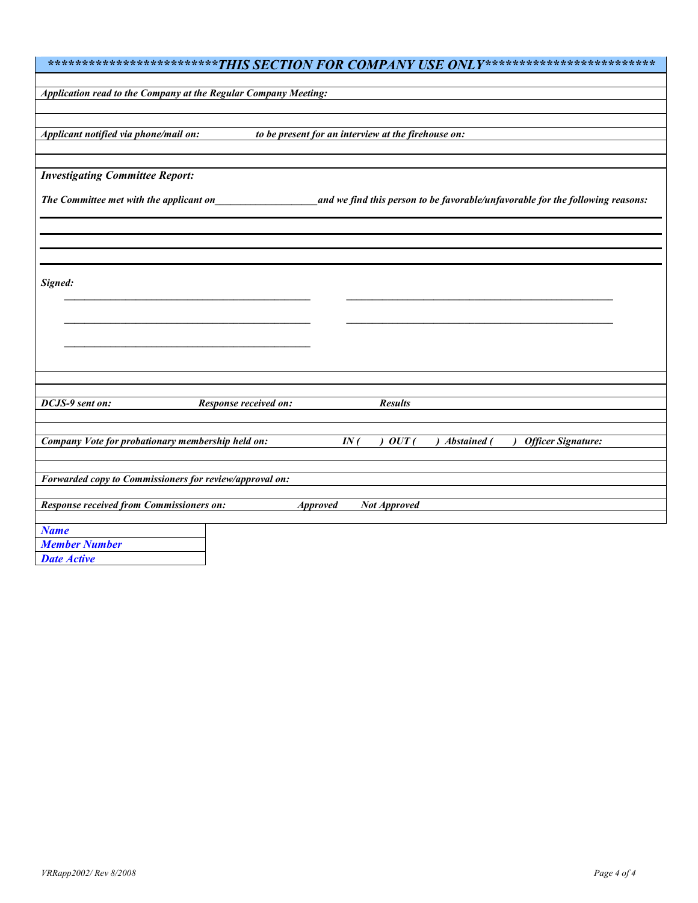**************************THIS SECTION FOR COMPANY USE ONLY**************************

*Application read to the Company at the Regular Company Meeting:*

*Applicant notified via phone/mail on:* *to be present for an interview at the firehouse on:*

***Investigating Committee Report:***

*The Committee met with the applicant on___________________and we find this person to be favorable/unfavorable for the following reasons:*

*Signed:*

_______________________________________________ _______________________________________________

_______________________________________________ _______________________________________________

_______________________________________________

*DCJS-9 sent on:* *Response received on:* *Results*

*Company Vote for probationary membership held on:* *IN (* *) OUT (* *) Abstained (* *) Officer Signature:*

*Forwarded copy to Commissioners for review/approval on:*

*Response received from Commissioners on:* *Approved* *Not Approved*

| | |
|---|---|
| ***Name*** | |
| ***Member Number*** | |
| ***Date Active*** | |

*VRRapp2002/ Rev 8/2008*